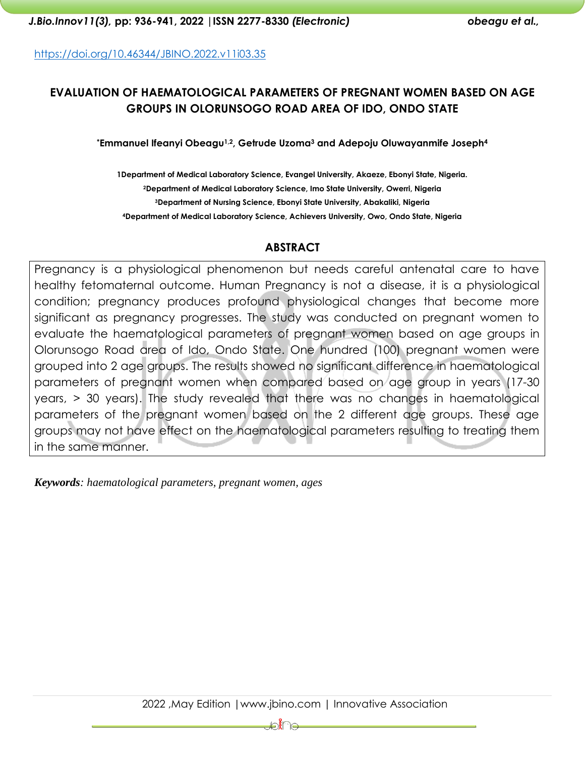https://doi.org/10.46344/JBINO.2022.v11i03.35

# EVALUATION OF HAEMATOLOGICAL PARAMETERS OF PREGNANT WOMEN BASED ON AGE GROUPS IN OLORUNSOGO ROAD AREA OF IDO, ONDO STATE

**\*Emmanuel Ifeanyi Obeagu[1,2], Getrude Uzoma[3] and Adepoju Oluwayanmife Joseph[4]**

**1Department of Medical Laboratory Science, Evangel University, Akaeze, Ebonyi State, Nigeria.**
**[2]Department of Medical Laboratory Science, Imo State University, Owerri, Nigeria**
**[3]Department of Nursing Science, Ebonyi State University, Abakaliki, Nigeria**
**[4]Department of Medical Laboratory Science, Achievers University, Owo, Ondo State, Nigeria**

## ABSTRACT

Pregnancy is a physiological phenomenon but needs careful antenatal care to have healthy fetomaternal outcome. Human Pregnancy is not a disease, it is a physiological condition; pregnancy produces profound physiological changes that become more significant as pregnancy progresses. The study was conducted on pregnant women to evaluate the haematological parameters of pregnant women based on age groups in Olorunsogo Road area of Ido, Ondo State. One hundred (100) pregnant women were grouped into 2 age groups. The results showed no significant difference in haematological parameters of pregnant women when compared based on age group in years (17-30 years, > 30 years). The study revealed that there was no changes in haematological parameters of the pregnant women based on the 2 different age groups. These age groups may not have effect on the haematological parameters resulting to treating them in the same manner.

***Keywords**: haematological parameters, pregnant women, ages*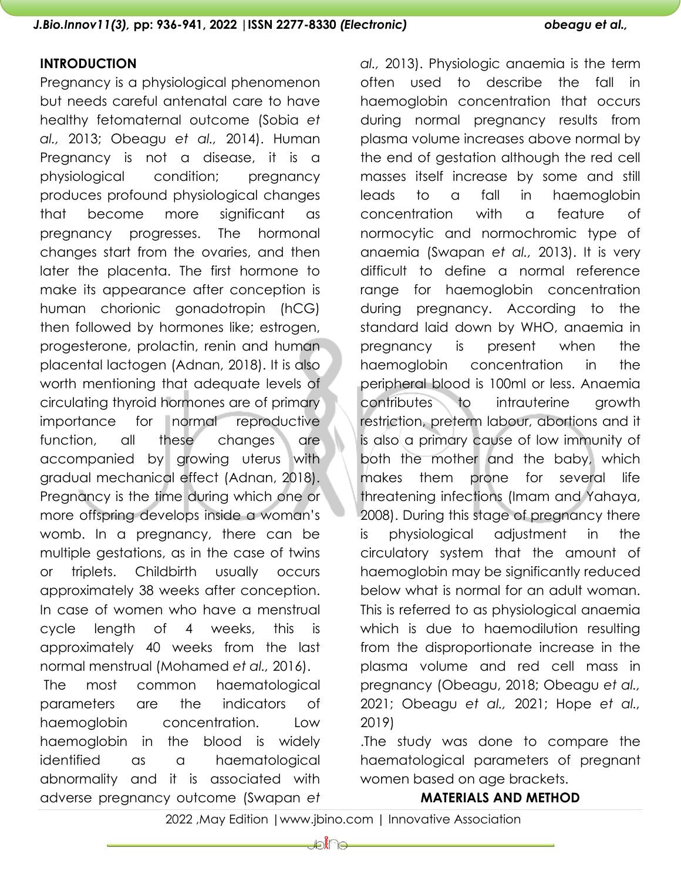## INTRODUCTION

Pregnancy is a physiological phenomenon but needs careful antenatal care to have healthy fetomaternal outcome (Sobia *et al.,* 2013; Obeagu *et al.,* 2014). Human Pregnancy is not a disease, it is a physiological condition; pregnancy produces profound physiological changes that become more significant as pregnancy progresses. The hormonal changes start from the ovaries, and then later the placenta. The first hormone to make its appearance after conception is human chorionic gonadotropin (hCG) then followed by hormones like; estrogen, progesterone, prolactin, renin and human placental lactogen (Adnan, 2018). It is also worth mentioning that adequate levels of circulating thyroid hormones are of primary importance for normal reproductive function, all these changes are accompanied by growing uterus with gradual mechanical effect (Adnan, 2018). Pregnancy is the time during which one or more offspring develops inside a woman's womb. In a pregnancy, there can be multiple gestations, as in the case of twins or triplets. Childbirth usually occurs approximately 38 weeks after conception. In case of women who have a menstrual cycle length of 4 weeks, this is approximately 40 weeks from the last normal menstrual (Mohamed *et al.,* 2016).

The most common haematological parameters are the indicators of haemoglobin concentration. Low haemoglobin in the blood is widely identified as a haematological abnormality and it is associated with adverse pregnancy outcome (Swapan *et al.,* 2013). Physiologic anaemia is the term often used to describe the fall in haemoglobin concentration that occurs during normal pregnancy results from plasma volume increases above normal by the end of gestation although the red cell masses itself increase by some and still leads to a fall in haemoglobin concentration with a feature of normocytic and normochromic type of anaemia (Swapan *et al.,* 2013). It is very difficult to define a normal reference range for haemoglobin concentration during pregnancy. According to the standard laid down by WHO, anaemia in pregnancy is present when the haemoglobin concentration in the peripheral blood is 100ml or less. Anaemia contributes to intrauterine growth restriction, preterm labour, abortions and it is also a primary cause of low immunity of both the mother and the baby, which makes them prone for several life threatening infections (Imam and Yahaya, 2008). During this stage of pregnancy there is physiological adjustment in the circulatory system that the amount of haemoglobin may be significantly reduced below what is normal for an adult woman. This is referred to as physiological anaemia which is due to haemodilution resulting from the disproportionate increase in the plasma volume and red cell mass in pregnancy (Obeagu, 2018; Obeagu *et al.,* 2021; Obeagu *et al.,* 2021; Hope *et al.,* 2019)

.The study was done to compare the haematological parameters of pregnant women based on age brackets.

## MATERIALS AND METHOD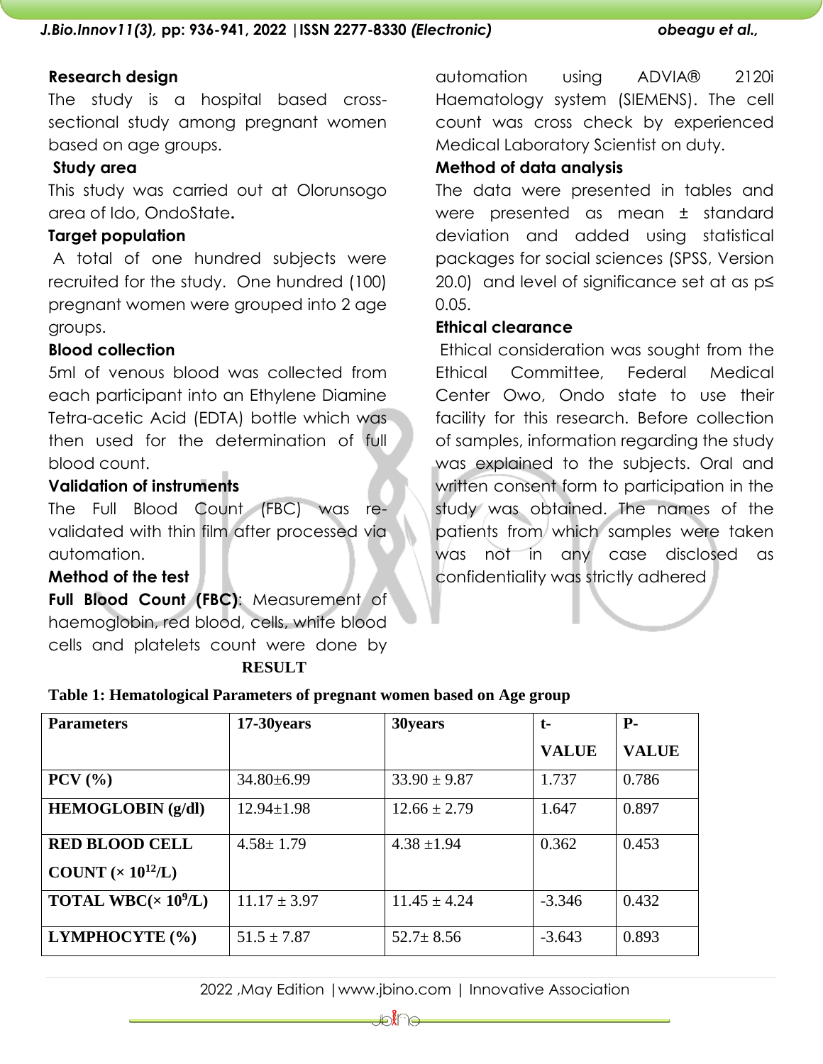### Research design

The study is a hospital based cross-sectional study among pregnant women based on age groups.

### Study area

This study was carried out at Olorunsogo area of Ido, OndoState.

### Target population

A total of one hundred subjects were recruited for the study. One hundred (100) pregnant women were grouped into 2 age groups.

### Blood collection

5ml of venous blood was collected from each participant into an Ethylene Diamine Tetra-acetic Acid (EDTA) bottle which was then used for the determination of full blood count.

### Validation of instruments

The Full Blood Count (FBC) was re-validated with thin film after processed via automation.

### Method of the test

**Full Blood Count (FBC)**: Measurement of haemoglobin, red blood, cells, white blood cells and platelets count were done by automation using ADVIA® 2120i Haematology system (SIEMENS). The cell count was cross check by experienced Medical Laboratory Scientist on duty.

### Method of data analysis

The data were presented in tables and were presented as mean ± standard deviation and added using statistical packages for social sciences (SPSS, Version 20.0) and level of significance set at as p≤ 0.05.

### Ethical clearance

Ethical consideration was sought from the Ethical Committee, Federal Medical Center Owo, Ondo state to use their facility for this research. Before collection of samples, information regarding the study was explained to the subjects. Oral and written consent form to participation in the study was obtained. The names of the patients from which samples were taken was not in any case disclosed as confidentiality was strictly adhered

## RESULT

**Table 1: Hematological Parameters of pregnant women based on Age group**

| Parameters | 17-30years | 30years | t-VALUE | P-VALUE |
|---|---|---|---|---|
| PCV (%) | 34.80±6.99 | 33.90 ± 9.87 | 1.737 | 0.786 |
| HEMOGLOBIN (g/dl) | 12.94±1.98 | 12.66 ± 2.79 | 1.647 | 0.897 |
| RED BLOOD CELL COUNT (× $10^{12}$/L) | 4.58± 1.79 | 4.38 ±1.94 | 0.362 | 0.453 |
| TOTAL WBC(× $10^{9}$/L) | 11.17 ± 3.97 | 11.45 ± 4.24 | -3.346 | 0.432 |
| LYMPHOCYTE (%) | 51.5 ± 7.87 | 52.7± 8.56 | -3.643 | 0.893 |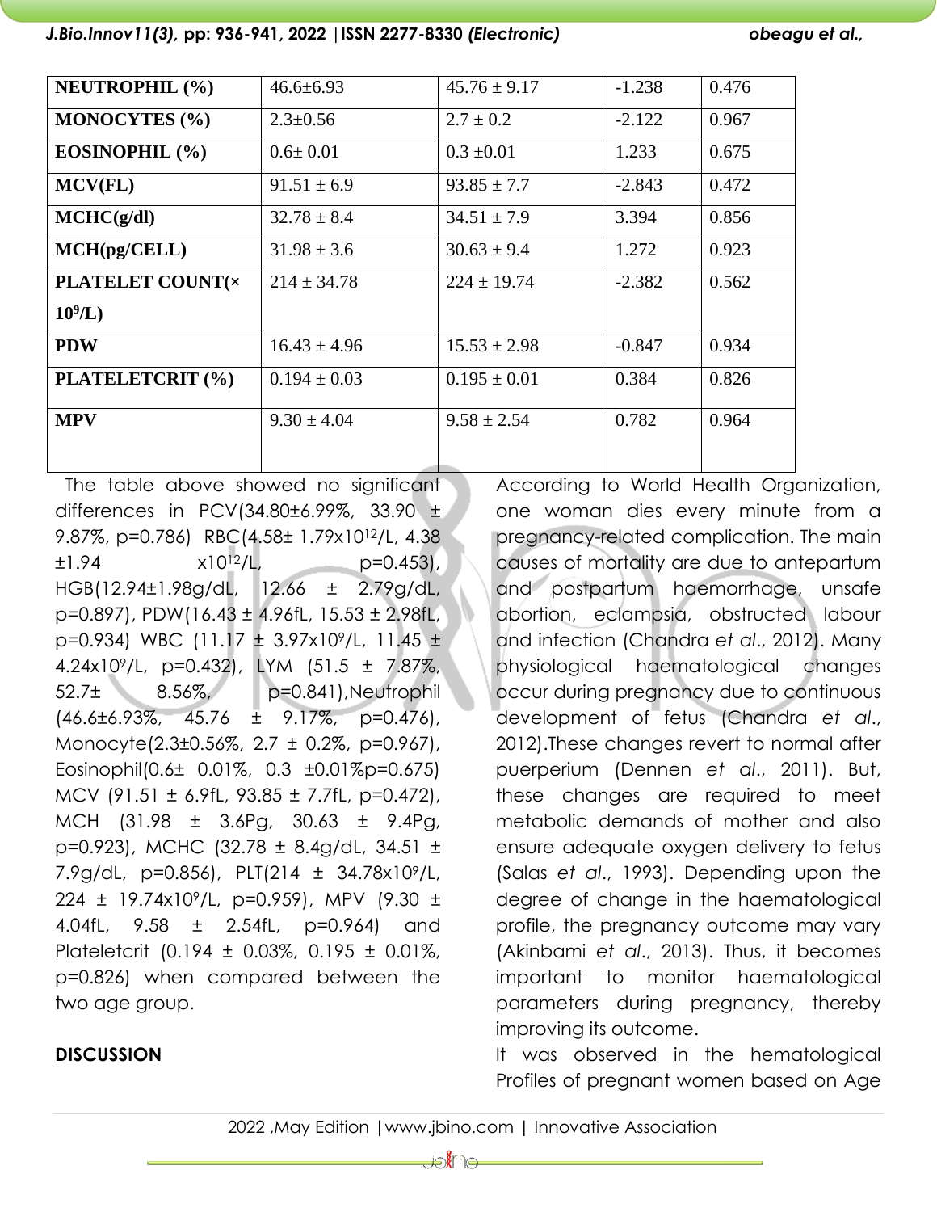| | | | | |
|---|---|---|---|---|
| **NEUTROPHIL (%)** | 46.6±6.93 | 45.76 ± 9.17 | -1.238 | 0.476 |
| **MONOCYTES (%)** | 2.3±0.56 | 2.7 ± 0.2 | -2.122 | 0.967 |
| **EOSINOPHIL (%)** | 0.6± 0.01 | 0.3 ±0.01 | 1.233 | 0.675 |
| **MCV(FL)** | 91.51 ± 6.9 | 93.85 ± 7.7 | -2.843 | 0.472 |
| **MCHC(g/dl)** | 32.78 ± 8.4 | 34.51 ± 7.9 | 3.394 | 0.856 |
| **MCH(pg/CELL)** | 31.98 ± 3.6 | 30.63 ± 9.4 | 1.272 | 0.923 |
| **PLATELET COUNT(× $10^9$/L)** | 214 ± 34.78 | 224 ± 19.74 | -2.382 | 0.562 |
| **PDW** | 16.43 ± 4.96 | 15.53 ± 2.98 | -0.847 | 0.934 |
| **PLATELETCRIT (%)** | 0.194 ± 0.03 | 0.195 ± 0.01 | 0.384 | 0.826 |
| **MPV** | 9.30 ± 4.04 | 9.58 ± 2.54 | 0.782 | 0.964 |

The table above showed no significant differences in PCV(34.80±6.99%, 33.90 ± 9.87%, p=0.786) RBC(4.58± 1.79x$10^{12}$/L, 4.38 ±1.94 x$10^{12}$/L, p=0.453), HGB(12.94±1.98g/dL, 12.66 ± 2.79g/dL, p=0.897), PDW(16.43 ± 4.96fL, 15.53 ± 2.98fL, p=0.934) WBC (11.17 ± 3.97x$10^9$/L, 11.45 ± 4.24x$10^9$/L, p=0.432), LYM (51.5 ± 7.87%, 52.7± 8.56%, p=0.841),Neutrophil (46.6±6.93%, 45.76 ± 9.17%, p=0.476), Monocyte(2.3±0.56%, 2.7 ± 0.2%, p=0.967), Eosinophil(0.6± 0.01%, 0.3 ±0.01%p=0.675) MCV (91.51 ± 6.9fL, 93.85 ± 7.7fL, p=0.472), MCH (31.98 ± 3.6Pg, 30.63 ± 9.4Pg, p=0.923), MCHC (32.78 ± 8.4g/dL, 34.51 ± 7.9g/dL, p=0.856), PLT(214 ± 34.78x$10^9$/L, 224 ± 19.74x$10^9$/L, p=0.959), MPV (9.30 ± 4.04fL, 9.58 ± 2.54fL, p=0.964) and Plateletcrit (0.194 ± 0.03%, 0.195 ± 0.01%, p=0.826) when compared between the two age group.

## DISCUSSION

According to World Health Organization, one woman dies every minute from a pregnancy-related complication. The main causes of mortality are due to antepartum and postpartum haemorrhage, unsafe abortion, eclampsia, obstructed labour and infection (Chandra *et al*., 2012). Many physiological haematological changes occur during pregnancy due to continuous development of fetus (Chandra *et al*., 2012).These changes revert to normal after puerperium (Dennen *et al*., 2011). But, these changes are required to meet metabolic demands of mother and also ensure adequate oxygen delivery to fetus (Salas *et al*., 1993). Depending upon the degree of change in the haematological profile, the pregnancy outcome may vary (Akinbami *et al*., 2013). Thus, it becomes important to monitor haematological parameters during pregnancy, thereby improving its outcome.

It was observed in the hematological Profiles of pregnant women based on Age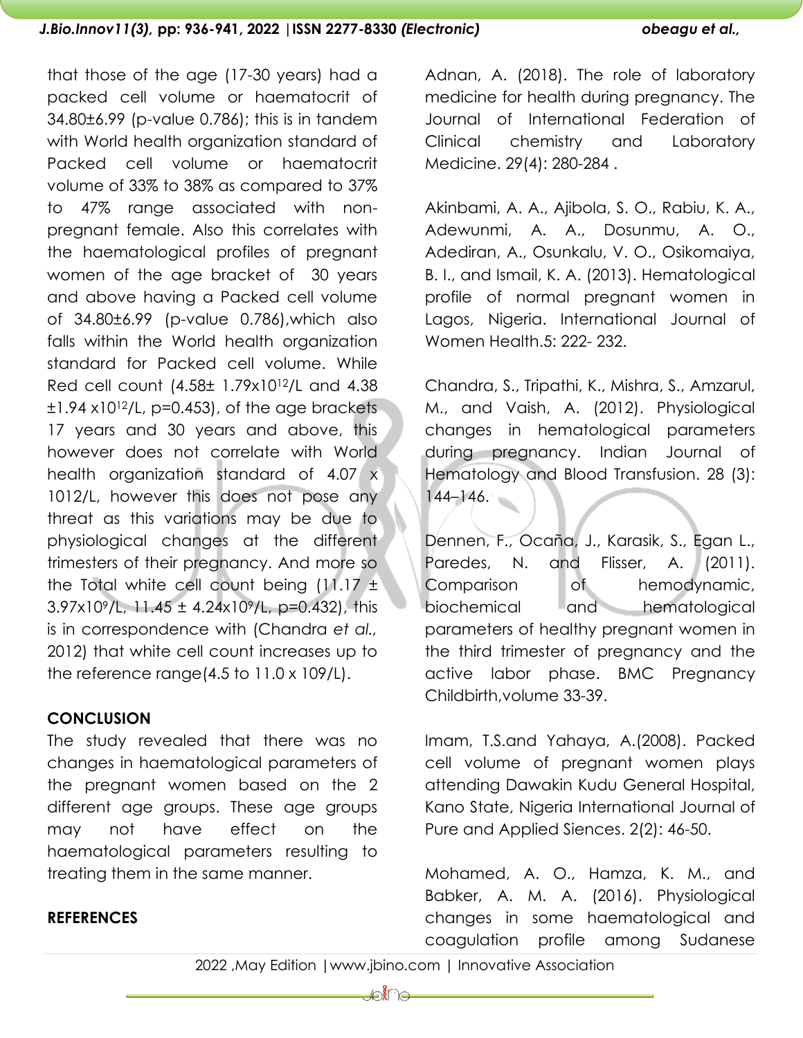that those of the age (17-30 years) had a packed cell volume or haematocrit of 34.80±6.99 (p-value 0.786); this is in tandem with World health organization standard of Packed cell volume or haematocrit volume of 33% to 38% as compared to 37% to 47% range associated with non-pregnant female. Also this correlates with the haematological profiles of pregnant women of the age bracket of 30 years and above having a Packed cell volume of 34.80±6.99 (p-value 0.786),which also falls within the World health organization standard for Packed cell volume. While Red cell count (4.58± $1.79 \times 10^{12}$/L and 4.38 ±$1.94 \times 10^{12}$/L, p=0.453), of the age brackets 17 years and 30 years and above, this however does not correlate with World health organization standard of 4.07 x 1012/L, however this does not pose any threat as this variations may be due to physiological changes at the different trimesters of their pregnancy. And more so the Total white cell count being (11.17 ± $3.97 \times 10^{9}$/L, 11.45 ± $4.24 \times 10^{9}$/L, p=0.432), this is in correspondence with (Chandra *et al.,* 2012) that white cell count increases up to the reference range(4.5 to 11.0 x 109/L).

## CONCLUSION

The study revealed that there was no changes in haematological parameters of the pregnant women based on the 2 different age groups. These age groups may not have effect on the haematological parameters resulting to treating them in the same manner.

## REFERENCES

Adnan, A. (2018). The role of laboratory medicine for health during pregnancy. The Journal of International Federation of Clinical chemistry and Laboratory Medicine. 29(4): 280-284 .

Akinbami, A. A., Ajibola, S. O., Rabiu, K. A., Adewunmi, A. A., Dosunmu, A. O., Adediran, A., Osunkalu, V. O., Osikomaiya, B. I., and Ismail, K. A. (2013). Hematological profile of normal pregnant women in Lagos, Nigeria. International Journal of Women Health.5: 222- 232.

Chandra, S., Tripathi, K., Mishra, S., Amzarul, M., and Vaish, A. (2012). Physiological changes in hematological parameters during pregnancy. Indian Journal of Hematology and Blood Transfusion. 28 (3): 144–146.

Dennen, F., Ocaña, J., Karasik, S., Egan L., Paredes, N. and Flisser, A. (2011). Comparison of hemodynamic, biochemical and hematological parameters of healthy pregnant women in the third trimester of pregnancy and the active labor phase. BMC Pregnancy Childbirth,volume 33-39.

Imam, T.S.and Yahaya, A.(2008). Packed cell volume of pregnant women plays attending Dawakin Kudu General Hospital, Kano State, Nigeria International Journal of Pure and Applied Siences. 2(2): 46-50.

Mohamed, A. O., Hamza, K. M., and Babker, A. M. A. (2016). Physiological changes in some haematological and coagulation profile among Sudanese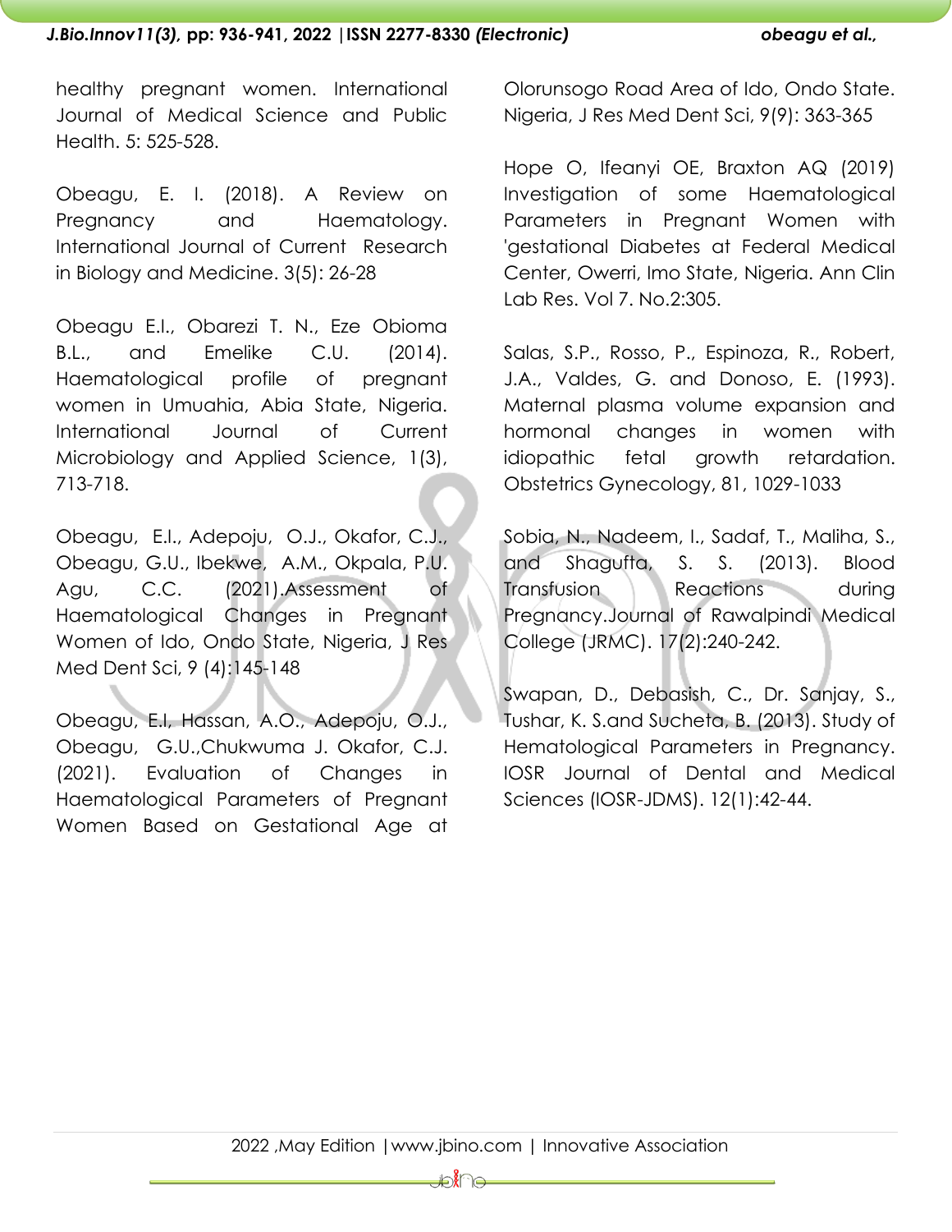healthy pregnant women. International Journal of Medical Science and Public Health. 5: 525-528.

Obeagu, E. I. (2018). A Review on Pregnancy and Haematology. International Journal of Current Research in Biology and Medicine. 3(5): 26-28

Obeagu E.I., Obarezi T. N., Eze Obioma B.L., and Emelike C.U. (2014). Haematological profile of pregnant women in Umuahia, Abia State, Nigeria. International Journal of Current Microbiology and Applied Science, 1(3), 713-718.

Obeagu, E.I., Adepoju, O.J., Okafor, C.J., Obeagu, G.U., Ibekwe, A.M., Okpala, P.U. Agu, C.C. (2021).Assessment of Haematological Changes in Pregnant Women of Ido, Ondo State, Nigeria, J Res Med Dent Sci, 9 (4):145-148

Obeagu, E.I, Hassan, A.O., Adepoju, O.J., Obeagu, G.U.,Chukwuma J. Okafor, C.J. (2021). Evaluation of Changes in Haematological Parameters of Pregnant Women Based on Gestational Age at Olorunsogo Road Area of Ido, Ondo State. Nigeria, J Res Med Dent Sci, 9(9): 363-365

Hope O, Ifeanyi OE, Braxton AQ (2019) Investigation of some Haematological Parameters in Pregnant Women with 'gestational Diabetes at Federal Medical Center, Owerri, Imo State, Nigeria. Ann Clin Lab Res. Vol 7. No.2:305.

Salas, S.P., Rosso, P., Espinoza, R., Robert, J.A., Valdes, G. and Donoso, E. (1993). Maternal plasma volume expansion and hormonal changes in women with idiopathic fetal growth retardation. Obstetrics Gynecology, 81, 1029-1033

Sobia, N., Nadeem, I., Sadaf, T., Maliha, S., and Shagufta, S. S. (2013). Blood Transfusion Reactions during Pregnancy.Journal of Rawalpindi Medical College (JRMC). 17(2):240-242.

Swapan, D., Debasish, C., Dr. Sanjay, S., Tushar, K. S.and Sucheta, B. (2013). Study of Hematological Parameters in Pregnancy. IOSR Journal of Dental and Medical Sciences (IOSR-JDMS). 12(1):42-44.